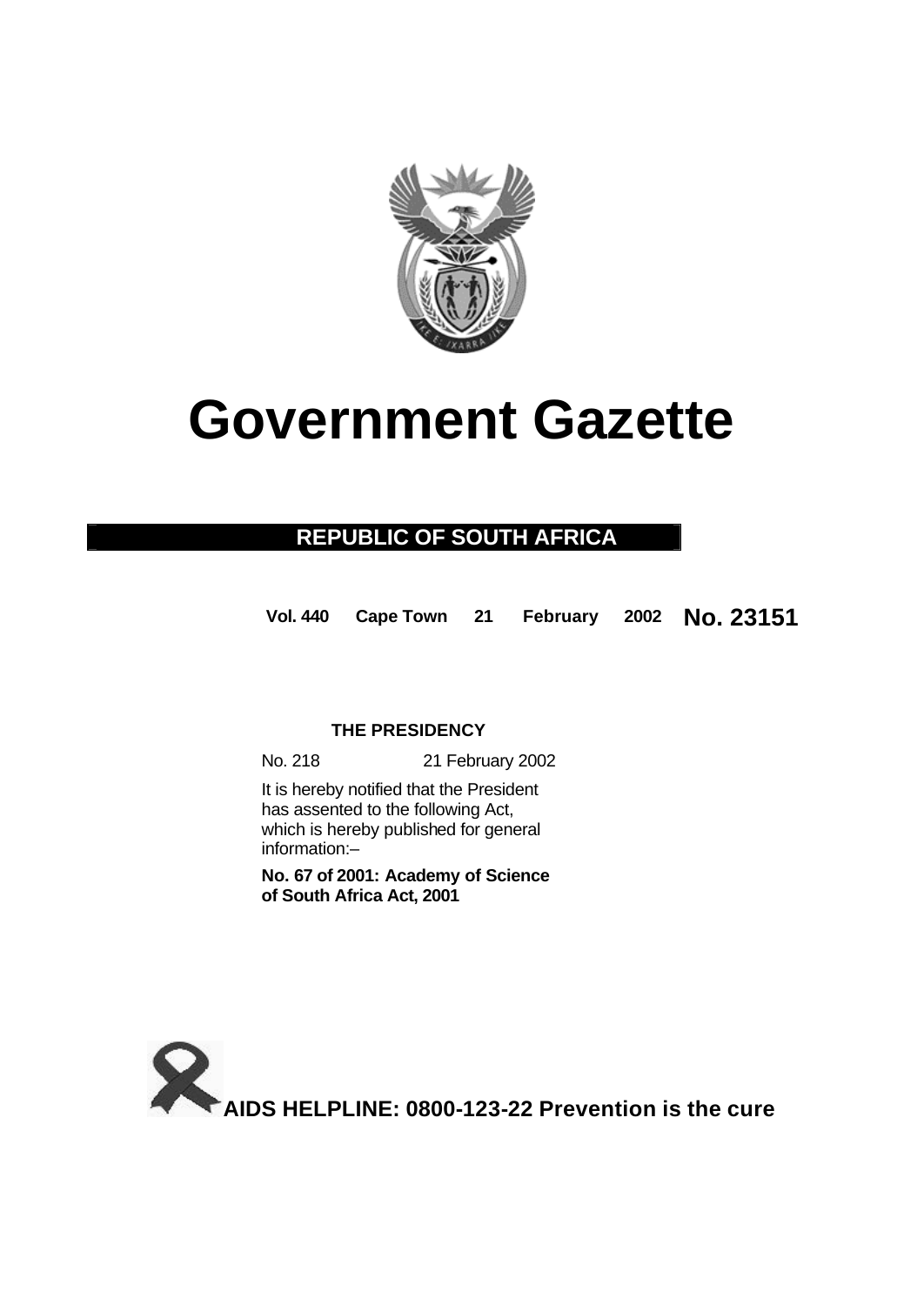# Government Gazette

**REPUBLIC OF SOUTH AFRICA**

**Vol. 440 Cape Town 21 February 2002 No. 23151**

**THE PRESIDENCY**

No. 218 21 February 2002

It is hereby notified that the President has assented to the following Act, which is hereby published for general information:–

**No. 67 of 2001: Academy of Science of South Africa Act, 2001**

**AIDS HELPLINE: 0800-123-22 Prevention is the cure**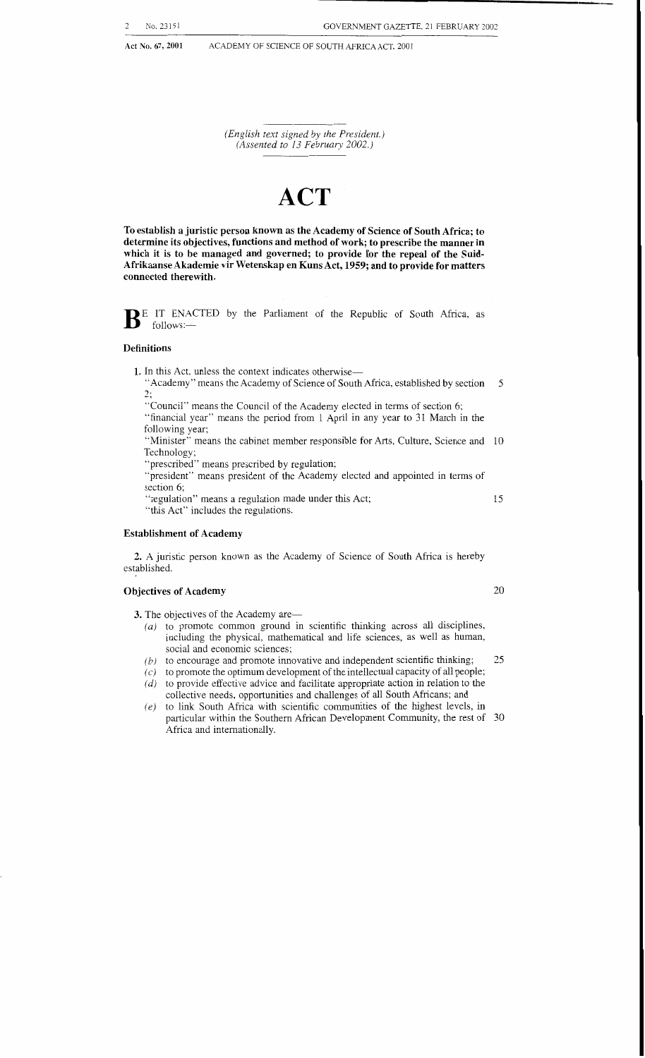(*English text signed by the President.*)
(*Assented to 13 February 2002.*)

# ACT

**To establish a juristic person known as the Academy of Science of South Africa; to determine its objectives, functions and method of work; to prescribe the manner in which it is to be managed and governed; to provide for the repeal of the Suid-Afrikaanse Akademie vir Wetenskap en Kuns Act, 1959; and to provide for matters connected therewith.**

BE IT ENACTED by the Parliament of the Republic of South Africa, as follows:—

### Definitions

**1.** In this Act, unless the context indicates otherwise—

"Academy" means the Academy of Science of South Africa, established by section 2;

"Council" means the Council of the Academy elected in terms of section 6;

"financial year" means the period from 1 April in any year to 31 March in the following year;

"Minister" means the cabinet member responsible for Arts, Culture, Science and Technology;

"prescribed" means prescribed by regulation;

"president" means president of the Academy elected and appointed in terms of section 6;

"regulation" means a regulation made under this Act;

"this Act" includes the regulations.

### Establishment of Academy

**2.** A juristic person known as the Academy of Science of South Africa is hereby established.

### Objectives of Academy

**3.** The objectives of the Academy are—

- (*a*) to promote common ground in scientific thinking across all disciplines, including the physical, mathematical and life sciences, as well as human, social and economic sciences;
- (*b*) to encourage and promote innovative and independent scientific thinking;
- (*c*) to promote the optimum development of the intellectual capacity of all people;
- (*d*) to provide effective advice and facilitate appropriate action in relation to the collective needs, opportunities and challenges of all South Africans; and
- (*e*) to link South Africa with scientific communities of the highest levels, in particular within the Southern African Development Community, the rest of Africa and internationally.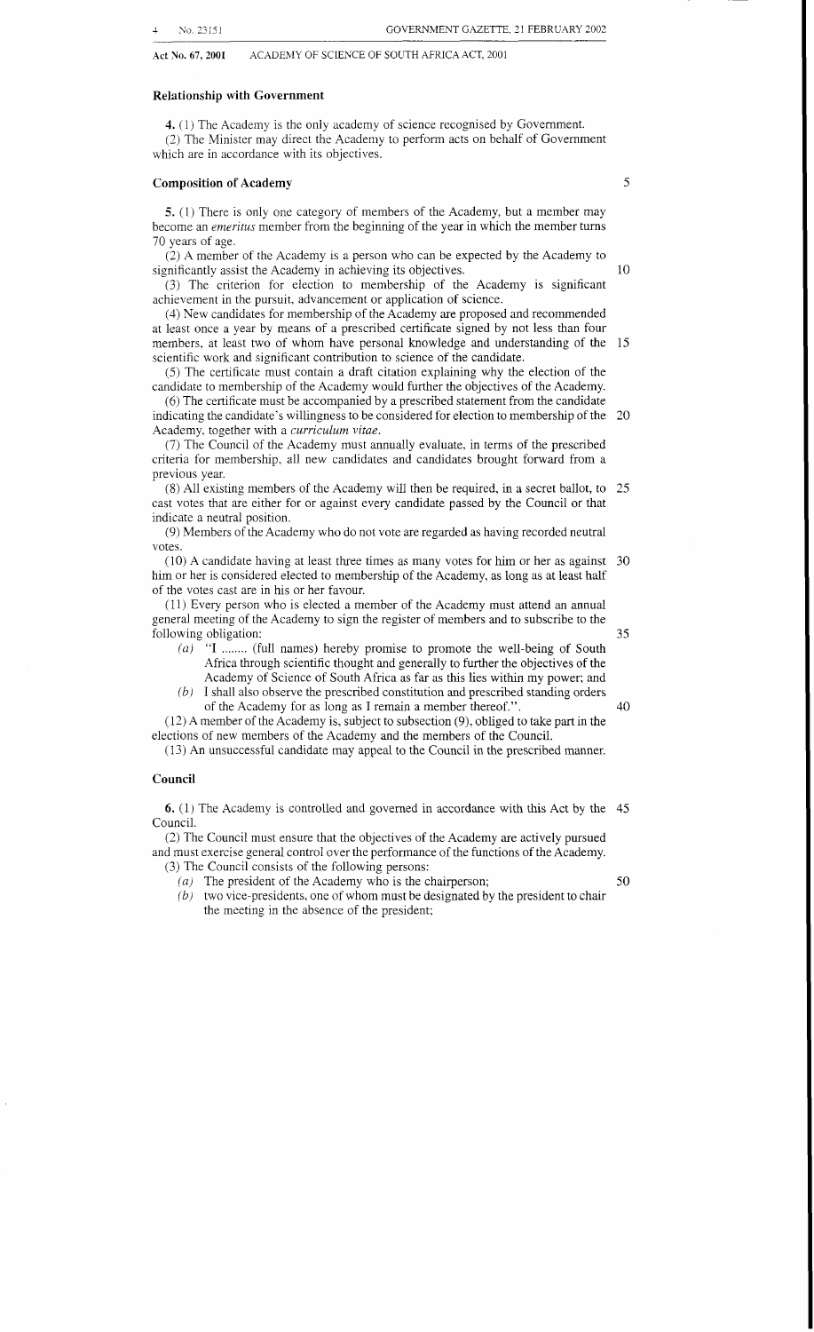**Act No. 67, 2001 ACADEMY OF SCIENCE OF SOUTH AFRICA ACT, 2001**

### Relationship with Government

**4.** (1) The Academy is the only academy of science recognised by Government.

(2) The Minister may direct the Academy to perform acts on behalf of Government which are in accordance with its objectives.

### Composition of Academy

**5.** (1) There is only one category of members of the Academy, but a member may become an *emeritus* member from the beginning of the year in which the member turns 70 years of age.

(2) A member of the Academy is a person who can be expected by the Academy to significantly assist the Academy in achieving its objectives.

(3) The criterion for election to membership of the Academy is significant achievement in the pursuit, advancement or application of science.

(4) New candidates for membership of the Academy are proposed and recommended at least once a year by means of a prescribed certificate signed by not less than four members, at least two of whom have personal knowledge and understanding of the scientific work and significant contribution to science of the candidate.

(5) The certificate must contain a draft citation explaining why the election of the candidate to membership of the Academy would further the objectives of the Academy.

(6) The certificate must be accompanied by a prescribed statement from the candidate indicating the candidate's willingness to be considered for election to membership of the Academy, together with a *curriculum vitae*.

(7) The Council of the Academy must annually evaluate, in terms of the prescribed criteria for membership, all new candidates and candidates brought forward from a previous year.

(8) All existing members of the Academy will then be required, in a secret ballot, to cast votes that are either for or against every candidate passed by the Council or that indicate a neutral position.

(9) Members of the Academy who do not vote are regarded as having recorded neutral votes.

(10) A candidate having at least three times as many votes for him or her as against him or her is considered elected to membership of the Academy, as long as at least half of the votes cast are in his or her favour.

(11) Every person who is elected a member of the Academy must attend an annual general meeting of the Academy to sign the register of members and to subscribe to the following obligation:

- *(a)* "I ........ (full names) hereby promise to promote the well-being of South Africa through scientific thought and generally to further the objectives of the Academy of Science of South Africa as far as this lies within my power; and
- *(b)* I shall also observe the prescribed constitution and prescribed standing orders of the Academy for as long as I remain a member thereof.".

(12) A member of the Academy is, subject to subsection (9), obliged to take part in the elections of new members of the Academy and the members of the Council.

(13) An unsuccessful candidate may appeal to the Council in the prescribed manner.

### Council

**6.** (1) The Academy is controlled and governed in accordance with this Act by the Council.

(2) The Council must ensure that the objectives of the Academy are actively pursued and must exercise general control over the performance of the functions of the Academy.

(3) The Council consists of the following persons:

- *(a)* The president of the Academy who is the chairperson;
- *(b)* two vice-presidents, one of whom must be designated by the president to chair the meeting in the absence of the president;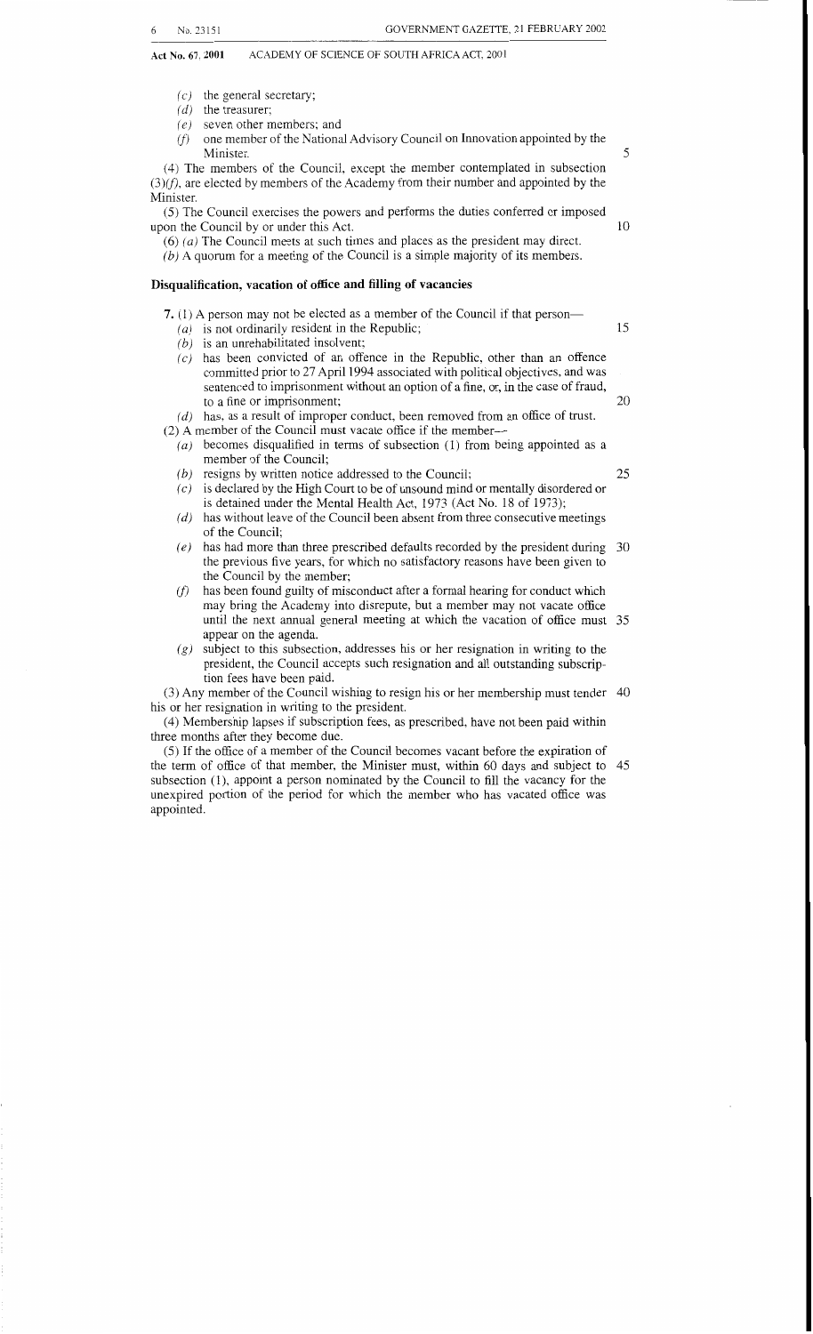(c) the general secretary;

(d) the treasurer;

(e) seven other members; and

(f) one member of the National Advisory Council on Innovation appointed by the Minister.

(4) The members of the Council, except the member contemplated in subsection (3)(f), are elected by members of the Academy from their number and appointed by the Minister.

(5) The Council exercises the powers and performs the duties conferred or imposed upon the Council by or under this Act.

(6) (a) The Council meets at such times and places as the president may direct.

(b) A quorum for a meeting of the Council is a simple majority of its members.

**Disqualification, vacation of office and filling of vacancies**

**7.** (1) A person may not be elected as a member of the Council if that person—

(a) is not ordinarily resident in the Republic;

(b) is an unrehabilitated insolvent;

(c) has been convicted of an offence in the Republic, other than an offence committed prior to 27 April 1994 associated with political objectives, and was sentenced to imprisonment without an option of a fine, or, in the case of fraud, to a fine or imprisonment;

(d) has, as a result of improper conduct, been removed from an office of trust.

(2) A member of the Council must vacate office if the member—

(a) becomes disqualified in terms of subsection (1) from being appointed as a member of the Council;

(b) resigns by written notice addressed to the Council;

(c) is declared by the High Court to be of unsound mind or mentally disordered or is detained under the Mental Health Act, 1973 (Act No. 18 of 1973);

(d) has without leave of the Council been absent from three consecutive meetings of the Council;

(e) has had more than three prescribed defaults recorded by the president during the previous five years, for which no satisfactory reasons have been given to the Council by the member;

(f) has been found guilty of misconduct after a formal hearing for conduct which may bring the Academy into disrepute, but a member may not vacate office until the next annual general meeting at which the vacation of office must appear on the agenda.

(g) subject to this subsection, addresses his or her resignation in writing to the president, the Council accepts such resignation and all outstanding subscription fees have been paid.

(3) Any member of the Council wishing to resign his or her membership must tender his or her resignation in writing to the president.

(4) Membership lapses if subscription fees, as prescribed, have not been paid within three months after they become due.

(5) If the office of a member of the Council becomes vacant before the expiration of the term of office of that member, the Minister must, within 60 days and subject to subsection (1), appoint a person nominated by the Council to fill the vacancy for the unexpired portion of the period for which the member who has vacated office was appointed.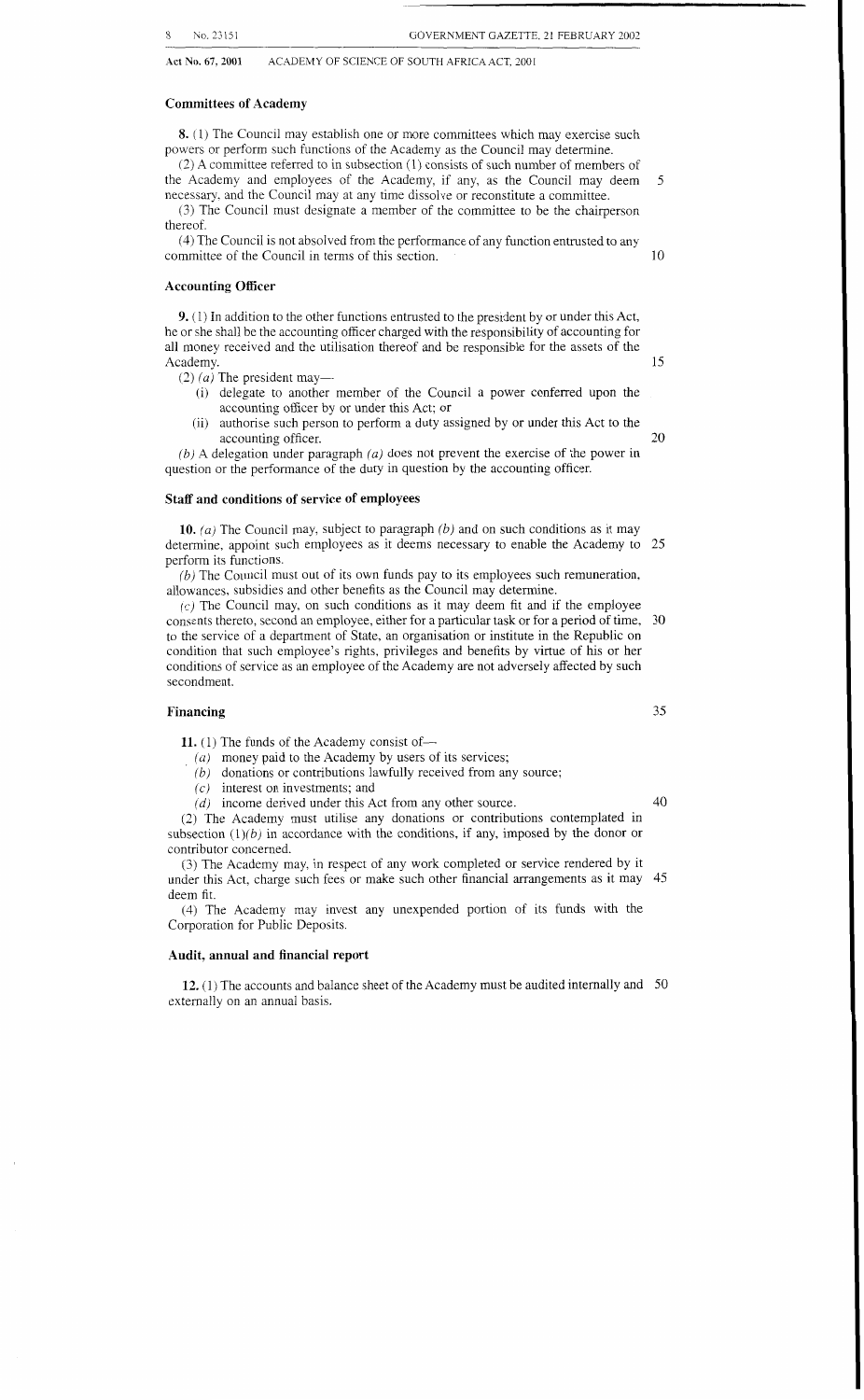### Committees of Academy

**8.** (1) The Council may establish one or more committees which may exercise such powers or perform such functions of the Academy as the Council may determine.

(2) A committee referred to in subsection (1) consists of such number of members of the Academy and employees of the Academy, if any, as the Council may deem necessary, and the Council may at any time dissolve or reconstitute a committee.

(3) The Council must designate a member of the committee to be the chairperson thereof.

(4) The Council is not absolved from the performance of any function entrusted to any committee of the Council in terms of this section.

### Accounting Officer

**9.** (1) In addition to the other functions entrusted to the president by or under this Act, he or she shall be the accounting officer charged with the responsibility of accounting for all money received and the utilisation thereof and be responsible for the assets of the Academy.

(2) *(a)* The president may—

(i) delegate to another member of the Council a power conferred upon the accounting officer by or under this Act; or

(ii) authorise such person to perform a duty assigned by or under this Act to the accounting officer.

*(b)* A delegation under paragraph *(a)* does not prevent the exercise of the power in question or the performance of the duty in question by the accounting officer.

### Staff and conditions of service of employees

**10.** *(a)* The Council may, subject to paragraph *(b)* and on such conditions as it may determine, appoint such employees as it deems necessary to enable the Academy to perform its functions.

*(b)* The Council must out of its own funds pay to its employees such remuneration, allowances, subsidies and other benefits as the Council may determine.

*(c)* The Council may, on such conditions as it may deem fit and if the employee consents thereto, second an employee, either for a particular task or for a period of time, to the service of a department of State, an organisation or institute in the Republic on condition that such employee's rights, privileges and benefits by virtue of his or her conditions of service as an employee of the Academy are not adversely affected by such secondment.

### Financing

**11.** (1) The funds of the Academy consist of—

*(a)* money paid to the Academy by users of its services;

*(b)* donations or contributions lawfully received from any source;

*(c)* interest on investments; and

*(d)* income derived under this Act from any other source.

(2) The Academy must utilise any donations or contributions contemplated in subsection (1)*(b)* in accordance with the conditions, if any, imposed by the donor or contributor concerned.

(3) The Academy may, in respect of any work completed or service rendered by it under this Act, charge such fees or make such other financial arrangements as it may deem fit.

(4) The Academy may invest any unexpended portion of its funds with the Corporation for Public Deposits.

### Audit, annual and financial report

**12.** (1) The accounts and balance sheet of the Academy must be audited internally and externally on an annual basis.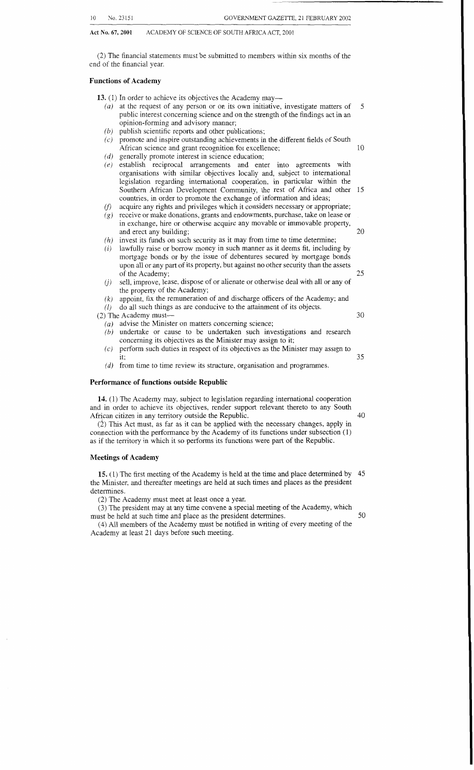(2) The financial statements must be submitted to members within six months of the end of the financial year.

### Functions of Academy

**13.** (1) In order to achieve its objectives the Academy may—

*(a)* at the request of any person or on its own initiative, investigate matters of public interest concerning science and on the strength of the findings act in an opinion-forming and advisory manner;

*(b)* publish scientific reports and other publications;

*(c)* promote and inspire outstanding achievements in the different fields of South African science and grant recognition for excellence;

*(d)* generally promote interest in science education;

*(e)* establish reciprocal arrangements and enter into agreements with organisations with similar objectives locally and, subject to international legislation regarding international cooperation, in particular within the Southern African Development Community, the rest of Africa and other countries, in order to promote the exchange of information and ideas;

*(f)* acquire any rights and privileges which it considers necessary or appropriate;

*(g)* receive or make donations, grants and endowments, purchase, take on lease or in exchange, hire or otherwise acquire any movable or immovable property, and erect any building;

*(h)* invest its funds on such security as it may from time to time determine;

*(i)* lawfully raise or borrow money in such manner as it deems fit, including by mortgage bonds or by the issue of debentures secured by mortgage bonds upon all or any part of its property, but against no other security than the assets of the Academy;

*(j)* sell, improve, lease, dispose of or alienate or otherwise deal with all or any of the property of the Academy;

*(k)* appoint, fix the remuneration of and discharge officers of the Academy; and

*(l)* do all such things as are conducive to the attainment of its objects.

(2) The Academy must—

*(a)* advise the Minister on matters concerning science;

*(b)* undertake or cause to be undertaken such investigations and research concerning its objectives as the Minister may assign to it;

*(c)* perform such duties in respect of its objectives as the Minister may assign to it;

*(d)* from time to time review its structure, organisation and programmes.

### Performance of functions outside Republic

**14.** (1) The Academy may, subject to legislation regarding international cooperation and in order to achieve its objectives, render support relevant thereto to any South African citizen in any territory outside the Republic.

(2) This Act must, as far as it can be applied with the necessary changes, apply in connection with the performance by the Academy of its functions under subsection (1) as if the territory in which it so performs its functions were part of the Republic.

### Meetings of Academy

**15.** (1) The first meeting of the Academy is held at the time and place determined by the Minister, and thereafter meetings are held at such times and places as the president determines.

(2) The Academy must meet at least once a year.

(3) The president may at any time convene a special meeting of the Academy, which must be held at such time and place as the president determines.

(4) All members of the Academy must be notified in writing of every meeting of the Academy at least 21 days before such meeting.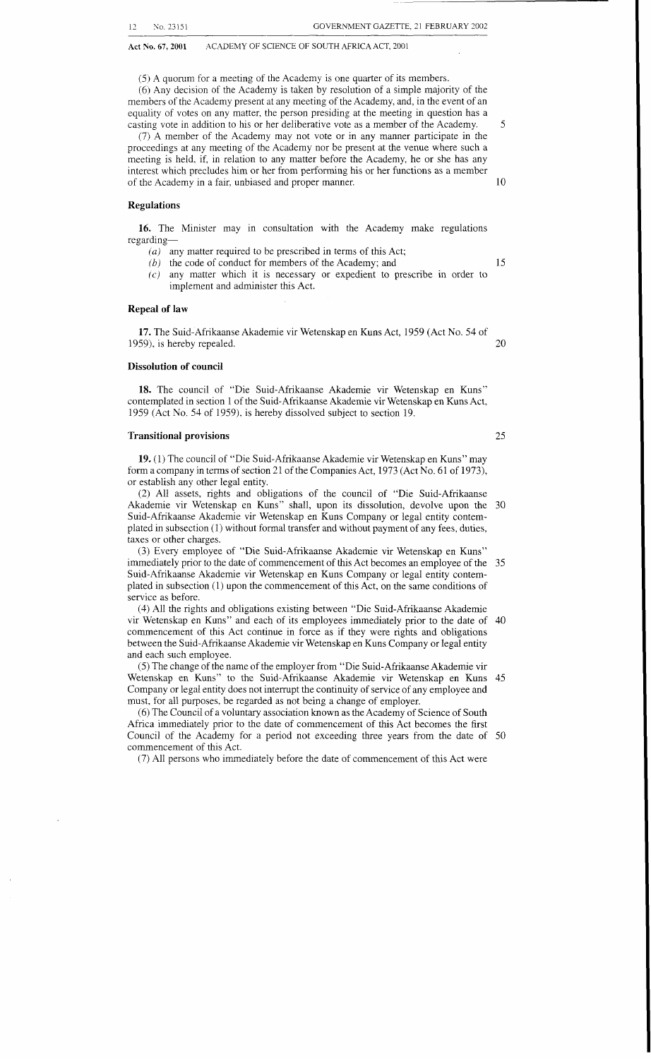(5) A quorum for a meeting of the Academy is one quarter of its members.

(6) Any decision of the Academy is taken by resolution of a simple majority of the members of the Academy present at any meeting of the Academy, and, in the event of an equality of votes on any matter, the person presiding at the meeting in question has a casting vote in addition to his or her deliberative vote as a member of the Academy.

(7) A member of the Academy may not vote or in any manner participate in the proceedings at any meeting of the Academy nor be present at the venue where such a meeting is held, if, in relation to any matter before the Academy, he or she has any interest which precludes him or her from performing his or her functions as a member of the Academy in a fair, unbiased and proper manner.

### Regulations

**16.** The Minister may in consultation with the Academy make regulations regarding—

*(a)* any matter required to be prescribed in terms of this Act;

*(b)* the code of conduct for members of the Academy; and

*(c)* any matter which it is necessary or expedient to prescribe in order to implement and administer this Act.

### Repeal of law

**17.** The Suid-Afrikaanse Akademie vir Wetenskap en Kuns Act, 1959 (Act No. 54 of 1959), is hereby repealed.

### Dissolution of council

**18.** The council of "Die Suid-Afrikaanse Akademie vir Wetenskap en Kuns" contemplated in section 1 of the Suid-Afrikaanse Akademie vir Wetenskap en Kuns Act, 1959 (Act No. 54 of 1959), is hereby dissolved subject to section 19.

### Transitional provisions

**19.** (1) The council of "Die Suid-Afrikaanse Akademie vir Wetenskap en Kuns" may form a company in terms of section 21 of the Companies Act, 1973 (Act No. 61 of 1973), or establish any other legal entity.

(2) All assets, rights and obligations of the council of "Die Suid-Afrikaanse Akademie vir Wetenskap en Kuns" shall, upon its dissolution, devolve upon the Suid-Afrikaanse Akademie vir Wetenskap en Kuns Company or legal entity contemplated in subsection (1) without formal transfer and without payment of any fees, duties, taxes or other charges.

(3) Every employee of "Die Suid-Afrikaanse Akademie vir Wetenskap en Kuns" immediately prior to the date of commencement of this Act becomes an employee of the Suid-Afrikaanse Akademie vir Wetenskap en Kuns Company or legal entity contemplated in subsection (1) upon the commencement of this Act, on the same conditions of service as before.

(4) All the rights and obligations existing between "Die Suid-Afrikaanse Akademie vir Wetenskap en Kuns" and each of its employees immediately prior to the date of commencement of this Act continue in force as if they were rights and obligations between the Suid-Afrikaanse Akademie vir Wetenskap en Kuns Company or legal entity and each such employee.

(5) The change of the name of the employer from "Die Suid-Afrikaanse Akademie vir Wetenskap en Kuns" to the Suid-Afrikaanse Akademie vir Wetenskap en Kuns Company or legal entity does not interrupt the continuity of service of any employee and must, for all purposes, be regarded as not being a change of employer.

(6) The Council of a voluntary association known as the Academy of Science of South Africa immediately prior to the date of commencement of this Act becomes the first Council of the Academy for a period not exceeding three years from the date of commencement of this Act.

(7) All persons who immediately before the date of commencement of this Act were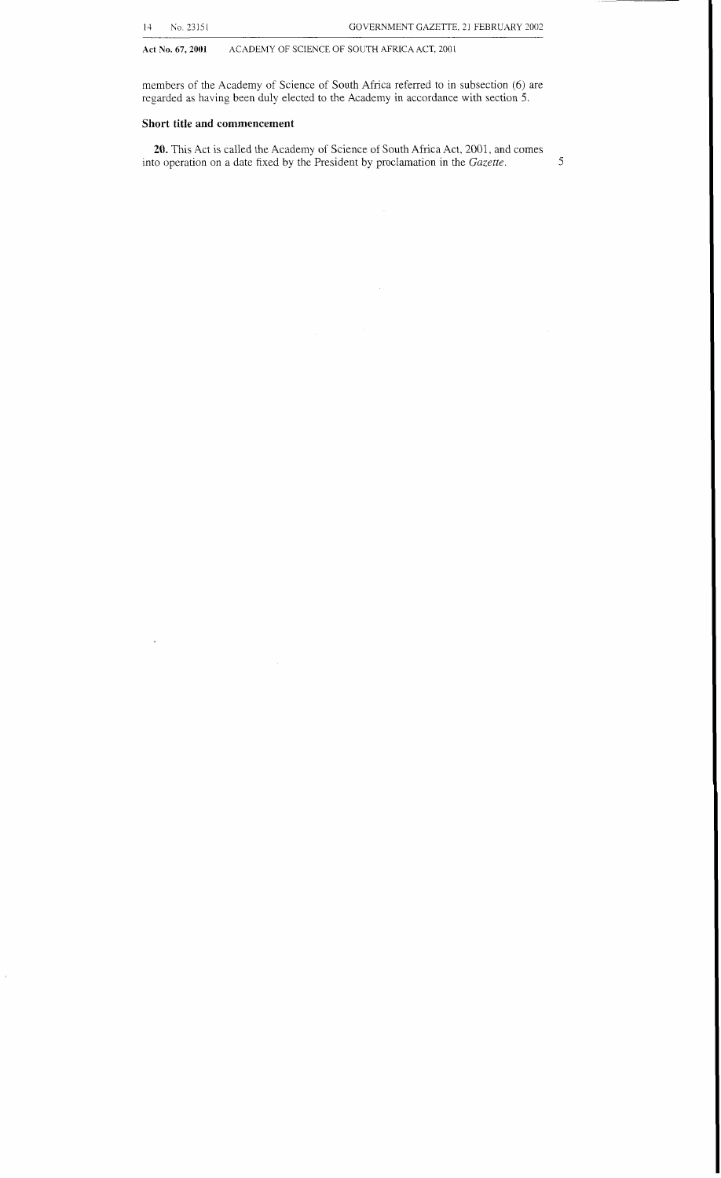members of the Academy of Science of South Africa referred to in subsection (6) are regarded as having been duly elected to the Academy in accordance with section 5.

### Short title and commencement

**20.** This Act is called the Academy of Science of South Africa Act, 2001, and comes into operation on a date fixed by the President by proclamation in the *Gazette*.